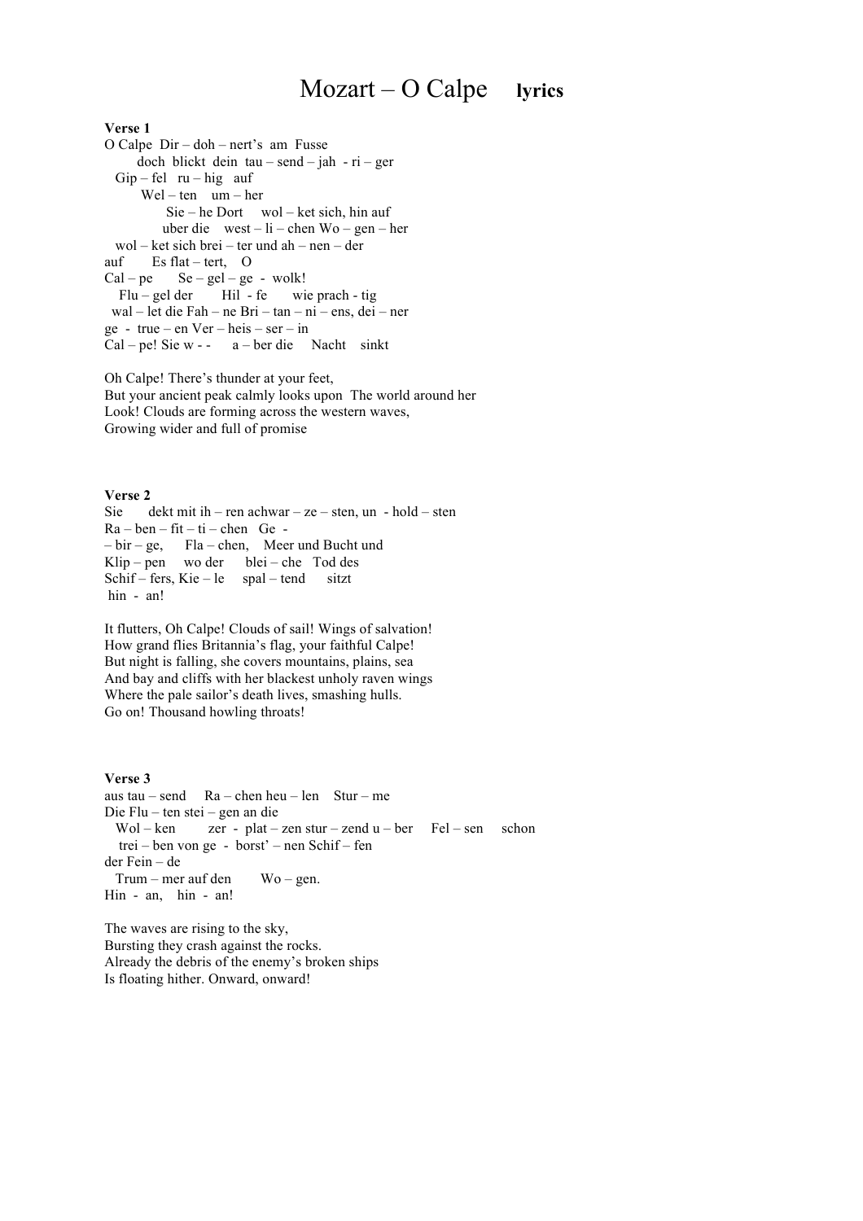# Mozart – O Calpe **lyrics**

**Verse 1**

O Calpe Dir – doh – nert's am Fusse
doch blickt dein tau – send – jah - ri – ger
Gip – fel ru – hig auf
Wel – ten um – her
Sie – he Dort wol – ket sich, hin auf
uber die west – li – chen Wo – gen – her
wol – ket sich brei – ter und ah – nen – der
auf Es flat – tert, O
Cal – pe Se – gel – ge - wolk!
Flu – gel der Hil - fe wie prach - tig
wal – let die Fah – ne Bri – tan – ni – ens, dei – ner
ge - true – en Ver – heis – ser – in
Cal – pe! Sie w - - a – ber die Nacht sinkt

Oh Calpe! There's thunder at your feet,
But your ancient peak calmly looks upon The world around her
Look! Clouds are forming across the western waves,
Growing wider and full of promise

**Verse 2**

Sie dekt mit ih – ren achwar – ze – sten, un - hold – sten
Ra – ben – fit – ti – chen Ge -
– bir – ge, Fla – chen, Meer und Bucht und
Klip – pen wo der blei – che Tod des
Schif – fers, Kie – le spal – tend sitzt
hin - an!

It flutters, Oh Calpe! Clouds of sail! Wings of salvation!
How grand flies Britannia's flag, your faithful Calpe!
But night is falling, she covers mountains, plains, sea
And bay and cliffs with her blackest unholy raven wings
Where the pale sailor's death lives, smashing hulls.
Go on! Thousand howling throats!

**Verse 3**

aus tau – send Ra – chen heu – len Stur – me
Die Flu – ten stei – gen an die
Wol – ken zer - plat – zen stur – zend u – ber Fel – sen schon
trei – ben von ge - borst' – nen Schif – fen
der Fein – de
Trum – mer auf den Wo – gen.
Hin - an, hin - an!

The waves are rising to the sky,
Bursting they crash against the rocks.
Already the debris of the enemy's broken ships
Is floating hither. Onward, onward!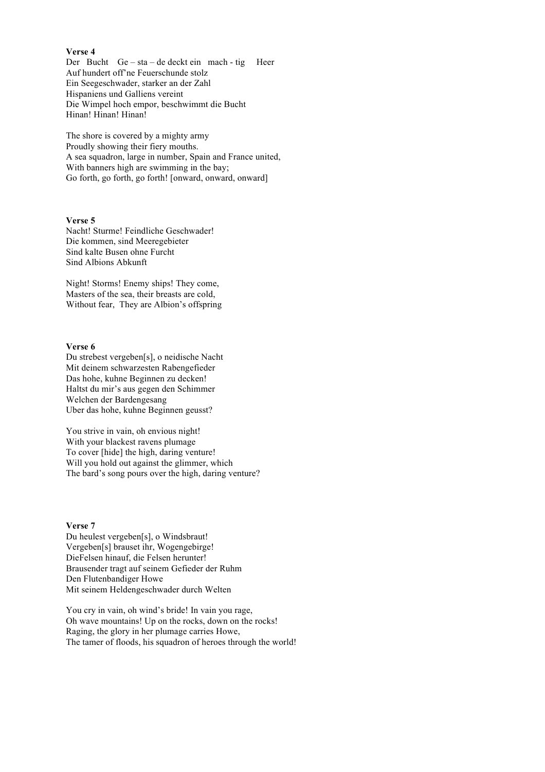**Verse 4**

Der Bucht Ge – sta – de deckt ein mach - tig Heer
Auf hundert off'ne Feuerschunde stolz
Ein Seegeschwader, starker an der Zahl
Hispaniens und Galliens vereint
Die Wimpel hoch empor, beschwimmt die Bucht
Hinan! Hinan! Hinan!

The shore is covered by a mighty army
Proudly showing their fiery mouths.
A sea squadron, large in number, Spain and France united,
With banners high are swimming in the bay;
Go forth, go forth, go forth! [onward, onward, onward]

**Verse 5**

Nacht! Sturme! Feindliche Geschwader!
Die kommen, sind Meeregebieter
Sind kalte Busen ohne Furcht
Sind Albions Abkunft

Night! Storms! Enemy ships! They come,
Masters of the sea, their breasts are cold,
Without fear, They are Albion's offspring

**Verse 6**

Du strebest vergeben[s], o neidische Nacht
Mit deinem schwarzesten Rabengefieder
Das hohe, kuhne Beginnen zu decken!
Haltst du mir's aus gegen den Schimmer
Welchen der Bardengesang
Uber das hohe, kuhne Beginnen geusst?

You strive in vain, oh envious night!
With your blackest ravens plumage
To cover [hide] the high, daring venture!
Will you hold out against the glimmer, which
The bard's song pours over the high, daring venture?

**Verse 7**

Du heulest vergeben[s], o Windsbraut!
Vergeben[s] brauset ihr, Wogengebirge!
DieFelsen hinauf, die Felsen herunter!
Brausender tragt auf seinem Gefieder der Ruhm
Den Flutenbandiger Howe
Mit seinem Heldengeschwader durch Welten

You cry in vain, oh wind's bride! In vain you rage,
Oh wave mountains! Up on the rocks, down on the rocks!
Raging, the glory in her plumage carries Howe,
The tamer of floods, his squadron of heroes through the world!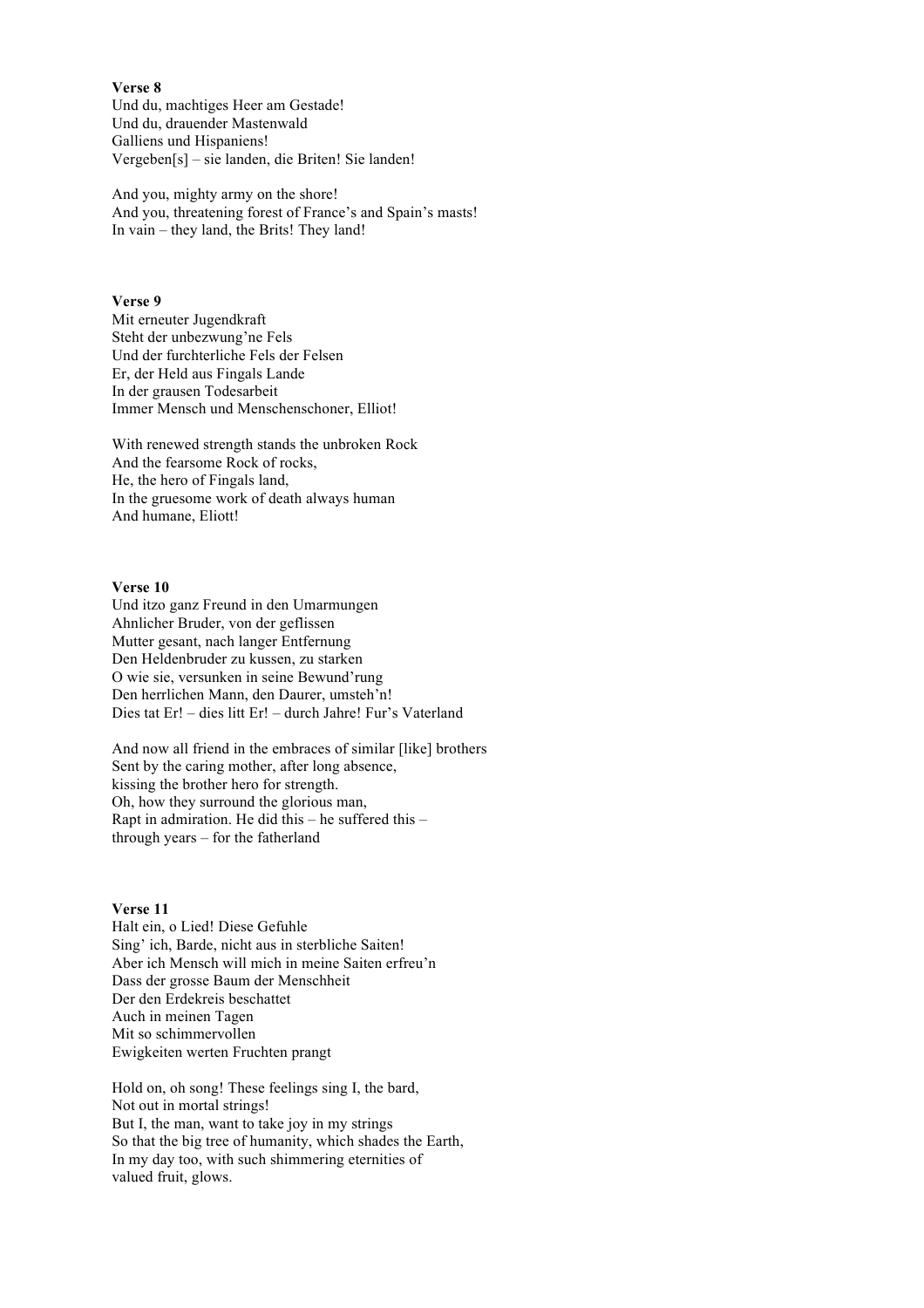**Verse 8**
Und du, machtiges Heer am Gestade!
Und du, drauender Mastenwald
Galliens und Hispaniens!
Vergeben[s] – sie landen, die Briten! Sie landen!

And you, mighty army on the shore!
And you, threatening forest of France's and Spain's masts!
In vain – they land, the Brits! They land!

**Verse 9**
Mit erneuter Jugendkraft
Steht der unbezwung'ne Fels
Und der furchterliche Fels der Felsen
Er, der Held aus Fingals Lande
In der grausen Todesarbeit
Immer Mensch und Menschenschoner, Elliot!

With renewed strength stands the unbroken Rock
And the fearsome Rock of rocks,
He, the hero of Fingals land,
In the gruesome work of death always human
And humane, Eliott!

**Verse 10**
Und itzo ganz Freund in den Umarmungen
Ahnlicher Bruder, von der geflissen
Mutter gesant, nach langer Entfernung
Den Heldenbruder zu kussen, zu starken
O wie sie, versunken in seine Bewund'rung
Den herrlichen Mann, den Daurer, umsteh'n!
Dies tat Er! – dies litt Er! – durch Jahre! Fur's Vaterland

And now all friend in the embraces of similar [like] brothers
Sent by the caring mother, after long absence,
kissing the brother hero for strength.
Oh, how they surround the glorious man,
Rapt in admiration. He did this – he suffered this –
through years – for the fatherland

**Verse 11**
Halt ein, o Lied! Diese Gefuhle
Sing' ich, Barde, nicht aus in sterbliche Saiten!
Aber ich Mensch will mich in meine Saiten erfreu'n
Dass der grosse Baum der Menschheit
Der den Erdekreis beschattet
Auch in meinen Tagen
Mit so schimmervollen
Ewigkeiten werten Fruchten prangt

Hold on, oh song! These feelings sing I, the bard,
Not out in mortal strings!
But I, the man, want to take joy in my strings
So that the big tree of humanity, which shades the Earth,
In my day too, with such shimmering eternities of
valued fruit, glows.